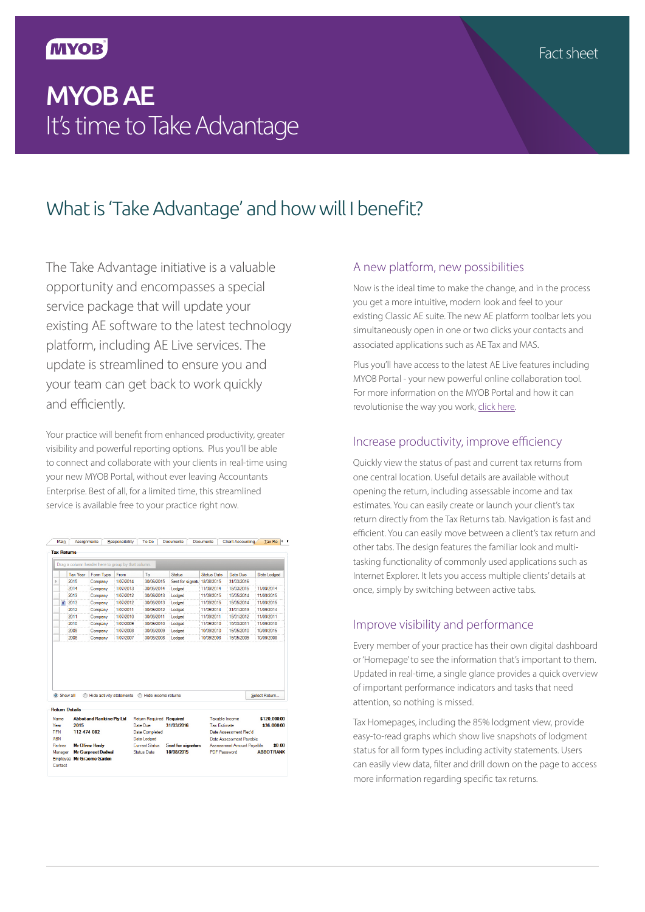MYOB

Fact sheet

# MYOB AE

It's time to Take Advantage

## What is 'Take Advantage' and how will I benefit?

The Take Advantage initiative is a valuable opportunity and encompasses a special service package that will update your existing AE software to the latest technology platform, including AE Live services. The update is streamlined to ensure you and your team can get back to work quickly and efficiently.

Your practice will benefit from enhanced productivity, greater visibility and powerful reporting options. Plus you'll be able to connect and collaborate with your clients in real-time using your new MYOB Portal, without ever leaving Accountants Enterprise. Best of all, for a limited time, this streamlined service is available free to your practice right now.

### A new platform, new possibilities

Now is the ideal time to make the change, and in the process you get a more intuitive, modern look and feel to your existing Classic AE suite. The new AE platform toolbar lets you simultaneously open in one or two clicks your contacts and associated applications such as AE Tax and MAS.

Plus you'll have access to the latest AE Live features including MYOB Portal - your new powerful online collaboration tool. For more information on the MYOB Portal and how it can revolutionise the way you work, click here.

### Increase productivity, improve efficiency

Quickly view the status of past and current tax returns from one central location. Useful details are available without opening the return, including assessable income and tax estimates. You can easily create or launch your client's tax return directly from the Tax Returns tab. Navigation is fast and efficient. You can easily move between a client's tax return and other tabs. The design features the familiar look and multi-tasking functionality of commonly used applications such as Internet Explorer. It lets you access multiple clients' details at once, simply by switching between active tabs.

### Improve visibility and performance

Every member of your practice has their own digital dashboard or 'Homepage' to see the information that's important to them. Updated in real-time, a single glance provides a quick overview of important performance indicators and tasks that need attention, so nothing is missed.

Tax Homepages, including the 85% lodgment view, provide easy-to-read graphs which show live snapshots of lodgment status for all form types including activity statements. Users can easily view data, filter and drill down on the page to access more information regarding specific tax returns.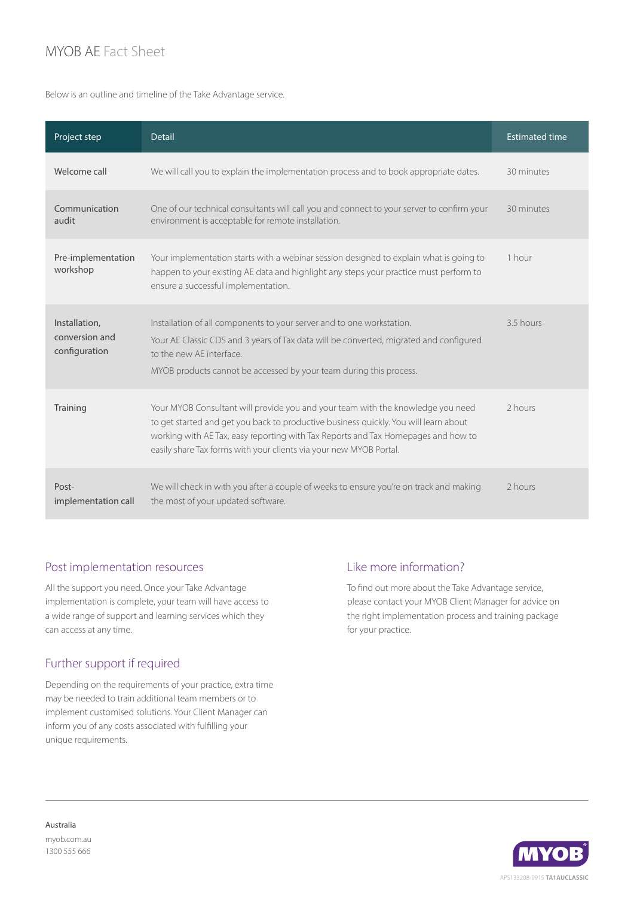# MYOB AE Fact Sheet

Below is an outline and timeline of the Take Advantage service.

| Project step | Detail | Estimated time |
|---|---|---|
| Welcome call | We will call you to explain the implementation process and to book appropriate dates. | 30 minutes |
| Communication audit | One of our technical consultants will call you and connect to your server to confirm your environment is acceptable for remote installation. | 30 minutes |
| Pre-implementation workshop | Your implementation starts with a webinar session designed to explain what is going to happen to your existing AE data and highlight any steps your practice must perform to ensure a successful implementation. | 1 hour |
| Installation, conversion and configuration | Installation of all components to your server and to one workstation.<br>Your AE Classic CDS and 3 years of Tax data will be converted, migrated and configured to the new AE interface.<br>MYOB products cannot be accessed by your team during this process. | 3.5 hours |
| Training | Your MYOB Consultant will provide you and your team with the knowledge you need to get started and get you back to productive business quickly. You will learn about working with AE Tax, easy reporting with Tax Reports and Tax Homepages and how to easily share Tax forms with your clients via your new MYOB Portal. | 2 hours |
| Post-implementation call | We will check in with you after a couple of weeks to ensure you're on track and making the most of your updated software. | 2 hours |

## Post implementation resources

All the support you need. Once your Take Advantage implementation is complete, your team will have access to a wide range of support and learning services which they can access at any time.

## Further support if required

Depending on the requirements of your practice, extra time may be needed to train additional team members or to implement customised solutions. Your Client Manager can inform you of any costs associated with fulfilling your unique requirements.

## Like more information?

To find out more about the Take Advantage service, please contact your MYOB Client Manager for advice on the right implementation process and training package for your practice.

Australia
myob.com.au
1300 555 666

MYOB

APS133208-0915 **TA1AUCLASSIC**